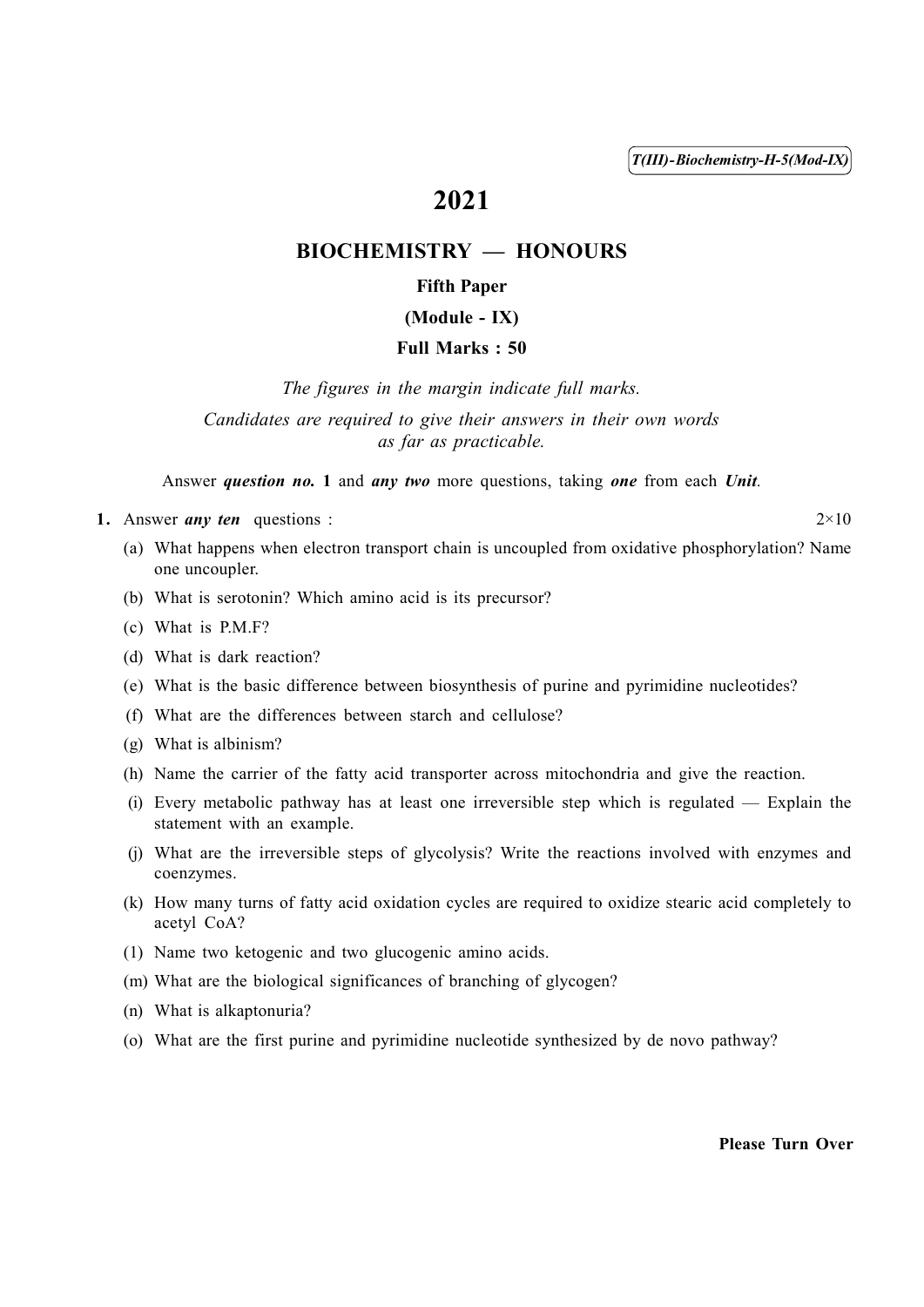T(III)-Biochemistry-H-5(Mod-IX)

# 2021

## BIOCHEMISTRY — HONOURS

### Fifth Paper

### (Module - IX)

### Full Marks : 50

*The figures in the margin indicate full marks.*

*Candidates are required to give their answers in their own words as far as practicable.*

Answer ***question no.*** **1** and ***any two*** more questions, taking ***one*** from each ***Unit***.

**1.** Answer ***any ten*** questions : 2×10

(a) What happens when electron transport chain is uncoupled from oxidative phosphorylation? Name one uncoupler.

(b) What is serotonin? Which amino acid is its precursor?

(c) What is P.M.F?

(d) What is dark reaction?

(e) What is the basic difference between biosynthesis of purine and pyrimidine nucleotides?

(f) What are the differences between starch and cellulose?

(g) What is albinism?

(h) Name the carrier of the fatty acid transporter across mitochondria and give the reaction.

(i) Every metabolic pathway has at least one irreversible step which is regulated — Explain the statement with an example.

(j) What are the irreversible steps of glycolysis? Write the reactions involved with enzymes and coenzymes.

(k) How many turns of fatty acid oxidation cycles are required to oxidize stearic acid completely to acetyl CoA?

(1) Name two ketogenic and two glucogenic amino acids.

(m) What are the biological significances of branching of glycogen?

(n) What is alkaptonuria?

(o) What are the first purine and pyrimidine nucleotide synthesized by de novo pathway?

**Please Turn Over**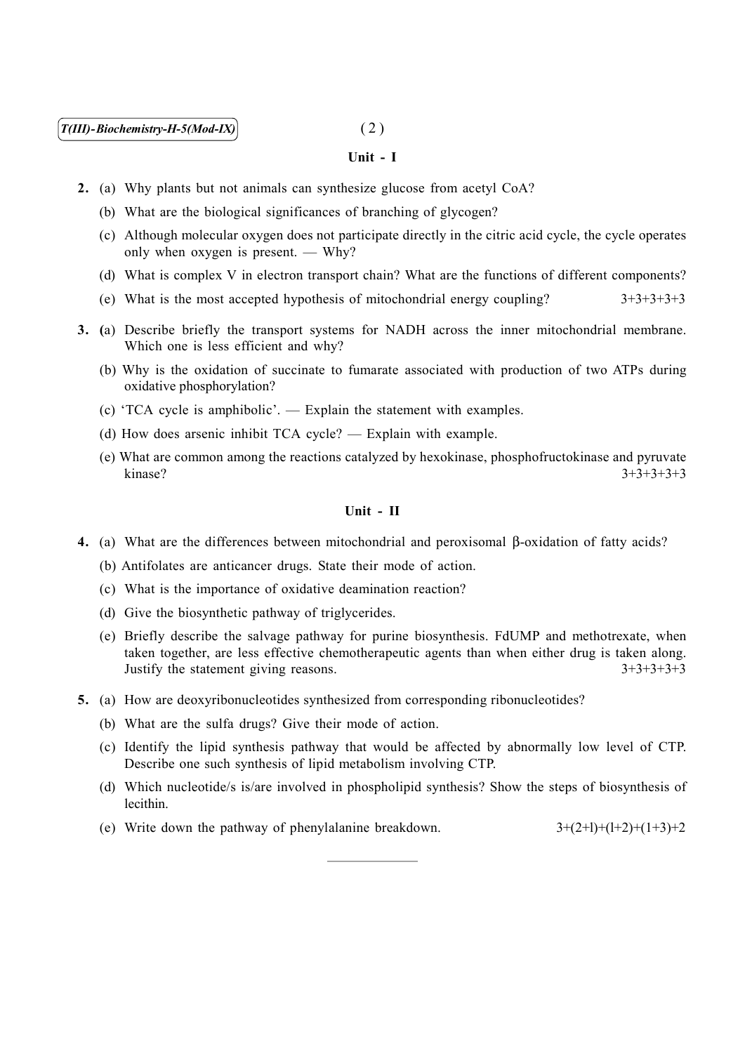## Unit - I

**2.** (a) Why plants but not animals can synthesize glucose from acetyl CoA?

(b) What are the biological significances of branching of glycogen?

(c) Although molecular oxygen does not participate directly in the citric acid cycle, the cycle operates only when oxygen is present. — Why?

(d) What is complex V in electron transport chain? What are the functions of different components?

(e) What is the most accepted hypothesis of mitochondrial energy coupling? 3+3+3+3+3

**3.** (a) Describe briefly the transport systems for NADH across the inner mitochondrial membrane. Which one is less efficient and why?

(b) Why is the oxidation of succinate to fumarate associated with production of two ATPs during oxidative phosphorylation?

(c) 'TCA cycle is amphibolic'. — Explain the statement with examples.

(d) How does arsenic inhibit TCA cycle? — Explain with example.

(e) What are common among the reactions catalyzed by hexokinase, phosphofructokinase and pyruvate kinase? 3+3+3+3+3

## Unit - II

**4.** (a) What are the differences between mitochondrial and peroxisomal β-oxidation of fatty acids?

(b) Antifolates are anticancer drugs. State their mode of action.

(c) What is the importance of oxidative deamination reaction?

(d) Give the biosynthetic pathway of triglycerides.

(e) Briefly describe the salvage pathway for purine biosynthesis. FdUMP and methotrexate, when taken together, are less effective chemotherapeutic agents than when either drug is taken along. Justify the statement giving reasons. 3+3+3+3+3

**5.** (a) How are deoxyribonucleotides synthesized from corresponding ribonucleotides?

(b) What are the sulfa drugs? Give their mode of action.

(c) Identify the lipid synthesis pathway that would be affected by abnormally low level of CTP. Describe one such synthesis of lipid metabolism involving CTP.

(d) Which nucleotide/s is/are involved in phospholipid synthesis? Show the steps of biosynthesis of lecithin.

(e) Write down the pathway of phenylalanine breakdown. 3+(2+l)+(l+2)+(1+3)+2